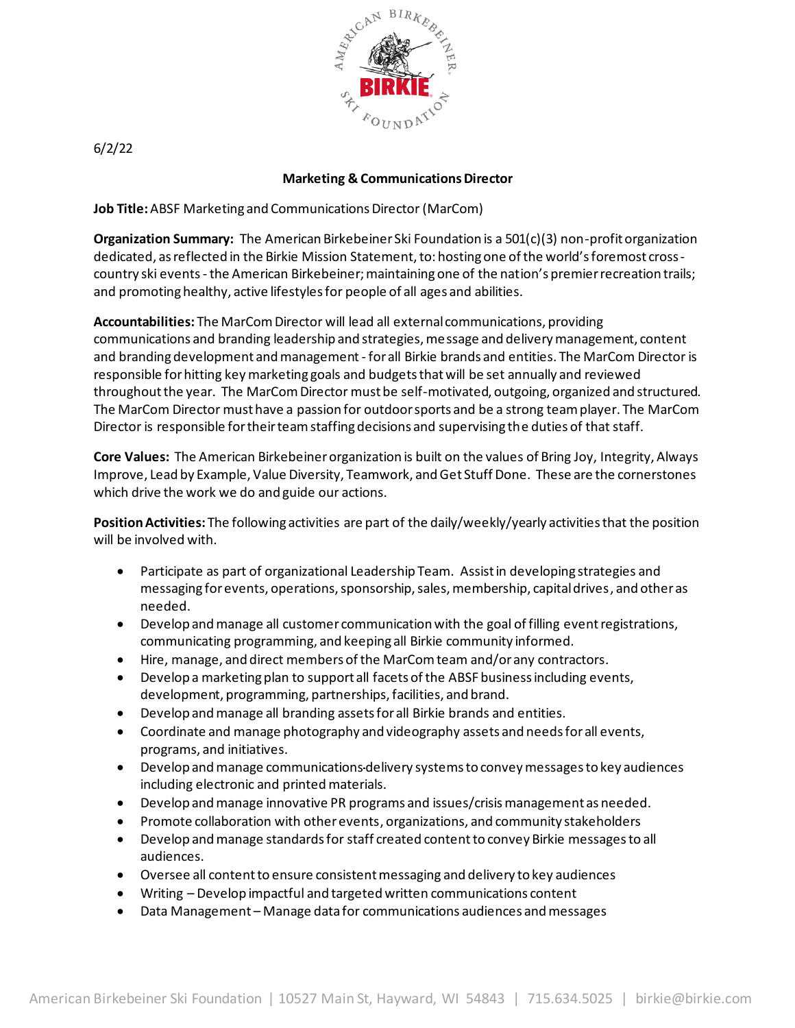6/2/22

# Marketing & Communications Director

**Job Title:** ABSF Marketing and Communications Director (MarCom)

**Organization Summary:** The American Birkebeiner Ski Foundation is a 501(c)(3) non-profit organization dedicated, as reflected in the Birkie Mission Statement, to: hosting one of the world's foremost cross-country ski events - the American Birkebeiner; maintaining one of the nation's premier recreation trails; and promoting healthy, active lifestyles for people of all ages and abilities.

**Accountabilities:** The MarCom Director will lead all external communications, providing communications and branding leadership and strategies, message and delivery management, content and branding development and management - for all Birkie brands and entities. The MarCom Director is responsible for hitting key marketing goals and budgets that will be set annually and reviewed throughout the year. The MarCom Director must be self-motivated, outgoing, organized and structured. The MarCom Director must have a passion for outdoor sports and be a strong team player. The MarCom Director is responsible for their team staffing decisions and supervising the duties of that staff.

**Core Values:** The American Birkebeiner organization is built on the values of Bring Joy, Integrity, Always Improve, Lead by Example, Value Diversity, Teamwork, and Get Stuff Done. These are the cornerstones which drive the work we do and guide our actions.

**Position Activities:** The following activities are part of the daily/weekly/yearly activities that the position will be involved with.

- Participate as part of organizational Leadership Team. Assist in developing strategies and messaging for events, operations, sponsorship, sales, membership, capital drives, and other as needed.
- Develop and manage all customer communication with the goal of filling event registrations, communicating programming, and keeping all Birkie community informed.
- Hire, manage, and direct members of the MarCom team and/or any contractors.
- Develop a marketing plan to support all facets of the ABSF business including events, development, programming, partnerships, facilities, and brand.
- Develop and manage all branding assets for all Birkie brands and entities.
- Coordinate and manage photography and videography assets and needs for all events, programs, and initiatives.
- Develop and manage communications-delivery systems to convey messages to key audiences including electronic and printed materials.
- Develop and manage innovative PR programs and issues/crisis management as needed.
- Promote collaboration with other events, organizations, and community stakeholders
- Develop and manage standards for staff created content to convey Birkie messages to all audiences.
- Oversee all content to ensure consistent messaging and delivery to key audiences
- Writing – Develop impactful and targeted written communications content
- Data Management – Manage data for communications audiences and messages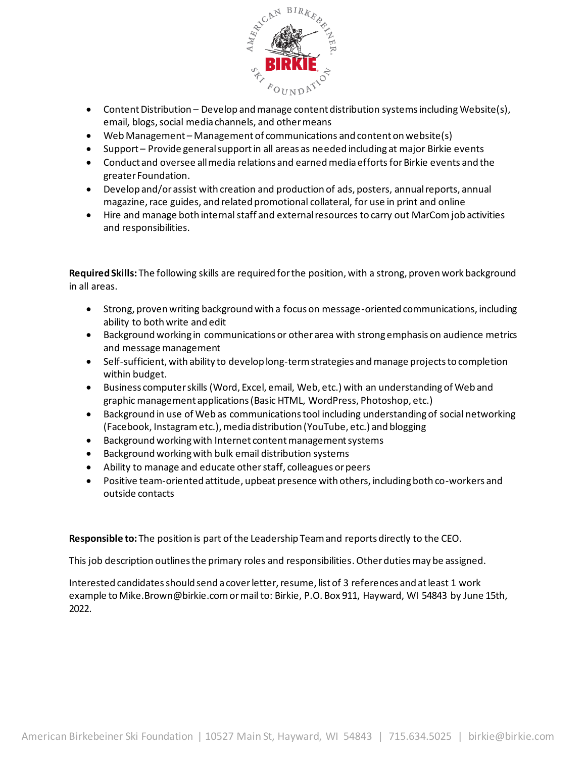- Content Distribution – Develop and manage content distribution systems including Website(s), email, blogs, social media channels, and other means
- Web Management – Management of communications and content on website(s)
- Support – Provide general support in all areas as needed including at major Birkie events
- Conduct and oversee all media relations and earned media efforts for Birkie events and the greater Foundation.
- Develop and/or assist with creation and production of ads, posters, annual reports, annual magazine, race guides, and related promotional collateral, for use in print and online
- Hire and manage both internal staff and external resources to carry out MarCom job activities and responsibilities.

**Required Skills:** The following skills are required for the position, with a strong, proven work background in all areas.

- Strong, proven writing background with a focus on message-oriented communications, including ability to both write and edit
- Background working in communications or other area with strong emphasis on audience metrics and message management
- Self-sufficient, with ability to develop long-term strategies and manage projects to completion within budget.
- Business computer skills (Word, Excel, email, Web, etc.) with an understanding of Web and graphic management applications (Basic HTML, WordPress, Photoshop, etc.)
- Background in use of Web as communications tool including understanding of social networking (Facebook, Instagram etc.), media distribution (YouTube, etc.) and blogging
- Background working with Internet content management systems
- Background working with bulk email distribution systems
- Ability to manage and educate other staff, colleagues or peers
- Positive team-oriented attitude, upbeat presence with others, including both co-workers and outside contacts

**Responsible to:** The position is part of the Leadership Team and reports directly to the CEO.

This job description outlines the primary roles and responsibilities. Other duties may be assigned.

Interested candidates should send a cover letter, resume, list of 3 references and at least 1 work example to Mike.Brown@birkie.com or mail to: Birkie, P.O. Box 911, Hayward, WI 54843 by June 15th, 2022.